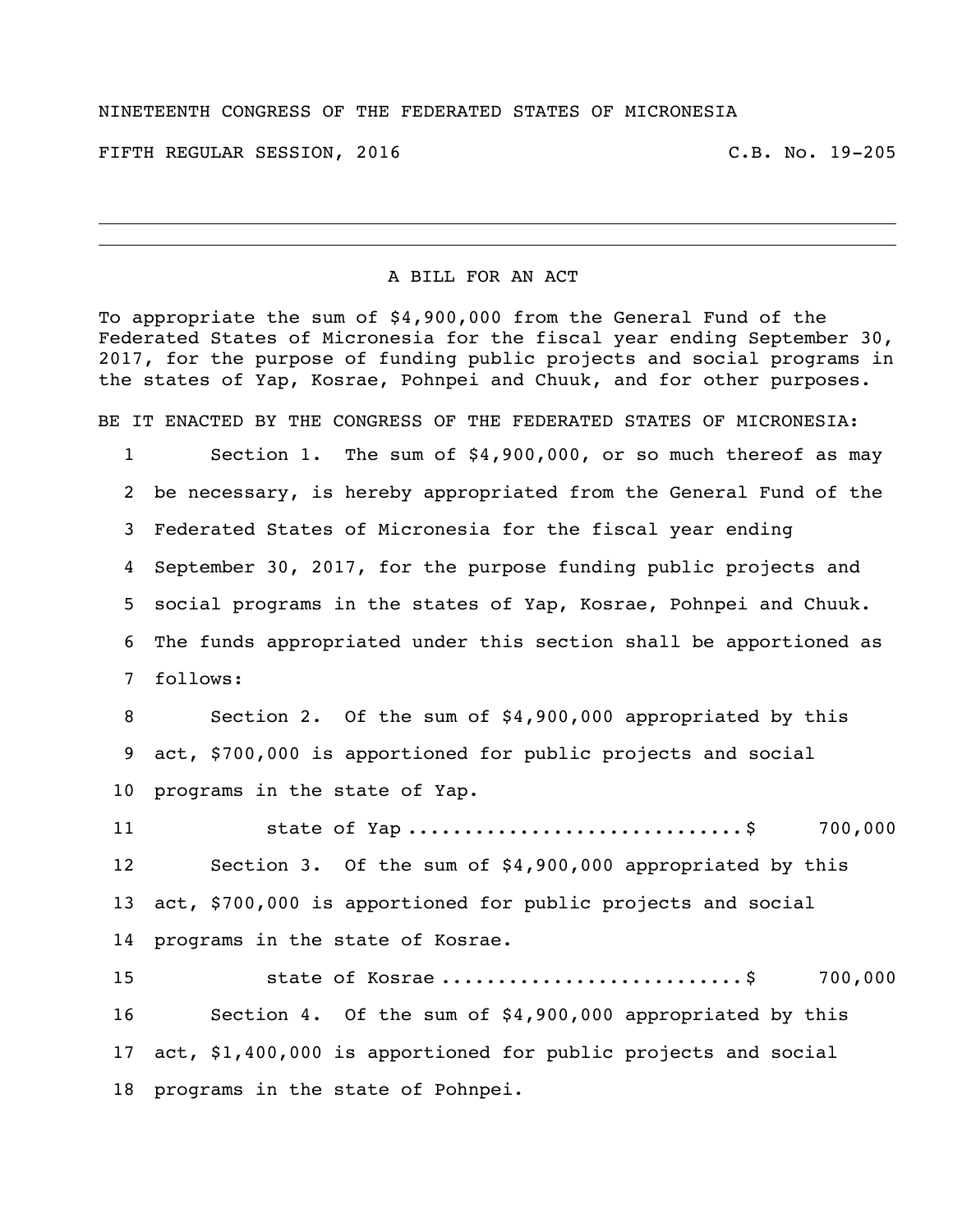NINETEENTH CONGRESS OF THE FEDERATED STATES OF MICRONESIA

FIFTH REGULAR SESSION, 2016 C.B. No. 19-205

## A BILL FOR AN ACT

To appropriate the sum of $4,900,000 from the General Fund of the Federated States of Micronesia for the fiscal year ending September 30, 2017, for the purpose of funding public projects and social programs in the states of Yap, Kosrae, Pohnpei and Chuuk, and for other purposes.

BE IT ENACTED BY THE CONGRESS OF THE FEDERATED STATES OF MICRONESIA:

1 Section 1. The sum of $4,900,000, or so much thereof as may
2 be necessary, is hereby appropriated from the General Fund of the
3 Federated States of Micronesia for the fiscal year ending
4 September 30, 2017, for the purpose funding public projects and
5 social programs in the states of Yap, Kosrae, Pohnpei and Chuuk.
6 The funds appropriated under this section shall be apportioned as
7 follows:

8 Section 2. Of the sum of $4,900,000 appropriated by this
9 act, $700,000 is apportioned for public projects and social
10 programs in the state of Yap.

11 state of Yap ............................$ 700,000

12 Section 3. Of the sum of $4,900,000 appropriated by this
13 act, $700,000 is apportioned for public projects and social
14 programs in the state of Kosrae.

15 state of Kosrae .........................$ 700,000

16 Section 4. Of the sum of $4,900,000 appropriated by this
17 act, $1,400,000 is apportioned for public projects and social
18 programs in the state of Pohnpei.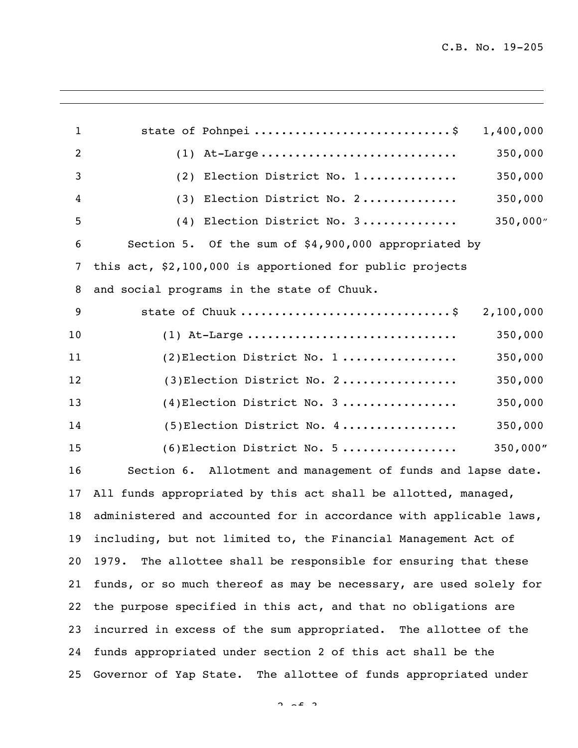state of Pohnpei ............................$ 1,400,000

(1) At-Large ............................ 350,000

(2) Election District No. 1 ............. 350,000

(3) Election District No. 2 ............. 350,000

(4) Election District No. 3 ............. 350,000″

Section 5. Of the sum of $4,900,000 appropriated by this act, $2,100,000 is apportioned for public projects and social programs in the state of Chuuk.

state of Chuuk ..............................$ 2,100,000

(1) At-Large .............................. 350,000

(2)Election District No. 1 ................ 350,000

(3)Election District No. 2 ................ 350,000

(4)Election District No. 3 ................ 350,000

(5)Election District No. 4 ................ 350,000

(6)Election District No. 5 ................ 350,000″

Section 6. Allotment and management of funds and lapse date. All funds appropriated by this act shall be allotted, managed, administered and accounted for in accordance with applicable laws, including, but not limited to, the Financial Management Act of 1979. The allottee shall be responsible for ensuring that these funds, or so much thereof as may be necessary, are used solely for the purpose specified in this act, and that no obligations are incurred in excess of the sum appropriated. The allottee of the funds appropriated under section 2 of this act shall be the Governor of Yap State. The allottee of funds appropriated under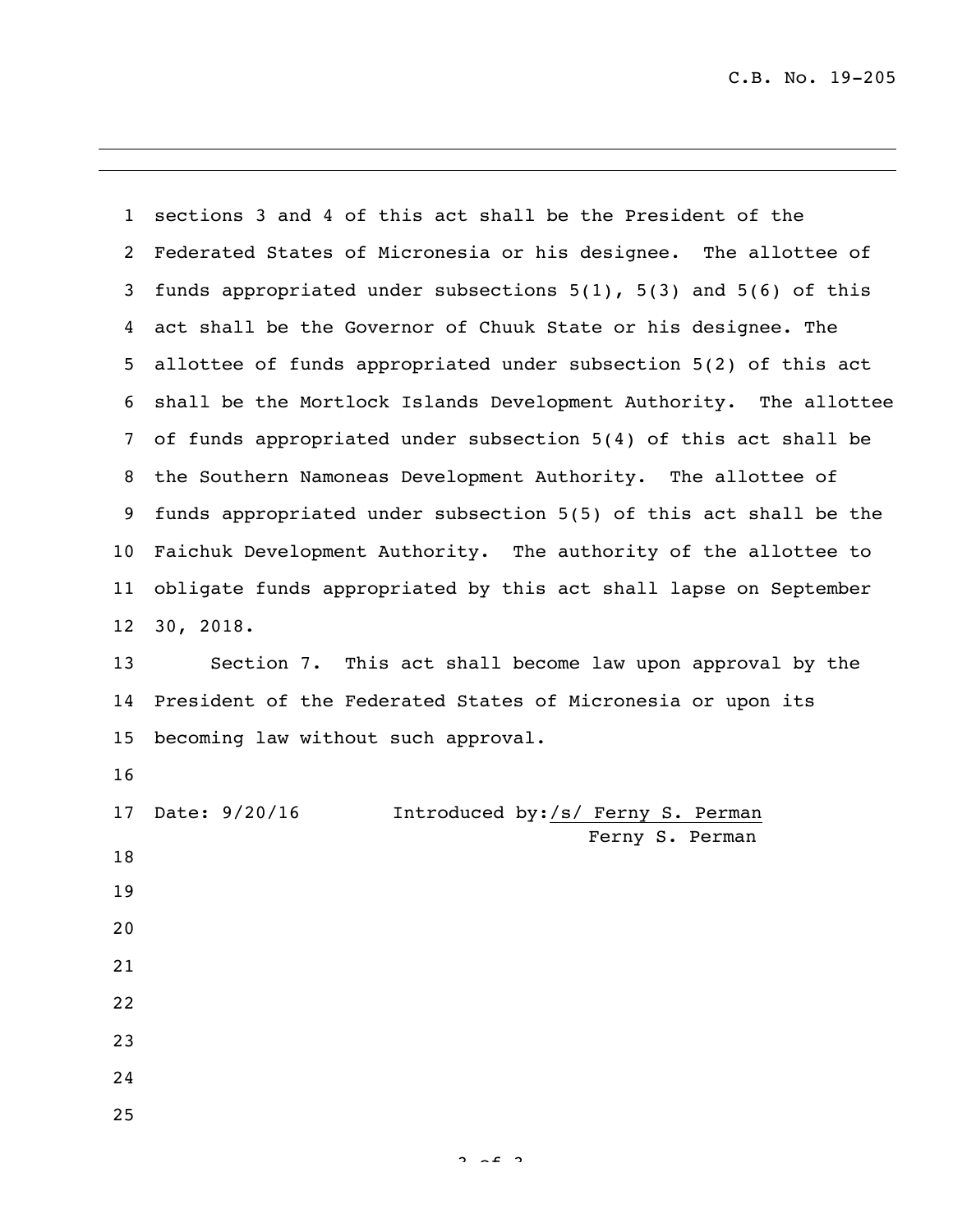sections 3 and 4 of this act shall be the President of the Federated States of Micronesia or his designee. The allottee of funds appropriated under subsections 5(1), 5(3) and 5(6) of this act shall be the Governor of Chuuk State or his designee. The allottee of funds appropriated under subsection 5(2) of this act shall be the Mortlock Islands Development Authority. The allottee of funds appropriated under subsection 5(4) of this act shall be the Southern Namoneas Development Authority. The allottee of funds appropriated under subsection 5(5) of this act shall be the Faichuk Development Authority. The authority of the allottee to obligate funds appropriated by this act shall lapse on September 30, 2018.

Section 7. This act shall become law upon approval by the President of the Federated States of Micronesia or upon its becoming law without such approval.

Date: 9/20/16 Introduced by: /s/ Ferny S. Perman

Ferny S. Perman